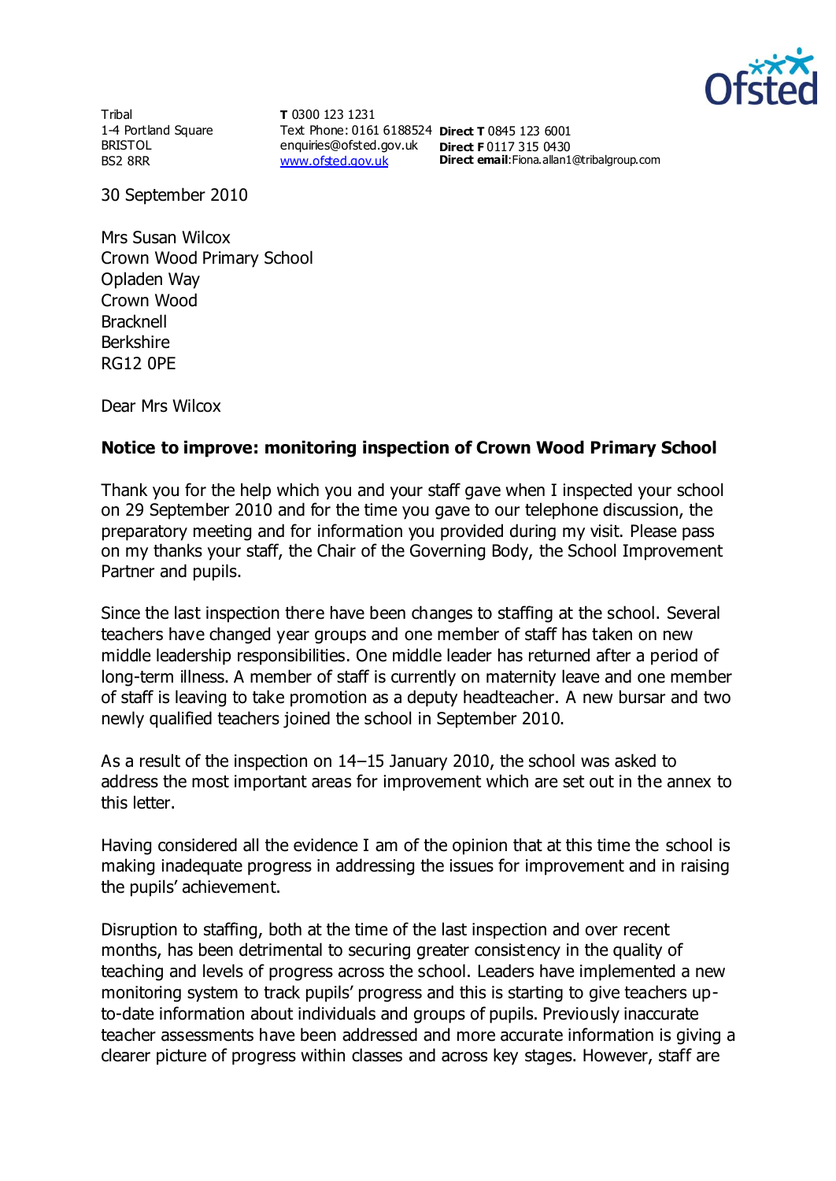Tribal
1-4 Portland Square
BRISTOL
BS2 8RR

**T** 0300 123 1231
Text Phone: 0161 6188524
enquiries@ofsted.gov.uk
www.ofsted.gov.uk

**Direct T** 0845 123 6001
**Direct F** 0117 315 0430
**Direct email**:Fiona.allan1@tribalgroup.com

30 September 2010

Mrs Susan Wilcox
Crown Wood Primary School
Opladen Way
Crown Wood
Bracknell
Berkshire
RG12 0PE

Dear Mrs Wilcox

**Notice to improve: monitoring inspection of Crown Wood Primary School**

Thank you for the help which you and your staff gave when I inspected your school on 29 September 2010 and for the time you gave to our telephone discussion, the preparatory meeting and for information you provided during my visit. Please pass on my thanks your staff, the Chair of the Governing Body, the School Improvement Partner and pupils.

Since the last inspection there have been changes to staffing at the school. Several teachers have changed year groups and one member of staff has taken on new middle leadership responsibilities. One middle leader has returned after a period of long-term illness. A member of staff is currently on maternity leave and one member of staff is leaving to take promotion as a deputy headteacher. A new bursar and two newly qualified teachers joined the school in September 2010.

As a result of the inspection on 14–15 January 2010, the school was asked to address the most important areas for improvement which are set out in the annex to this letter.

Having considered all the evidence I am of the opinion that at this time the school is making inadequate progress in addressing the issues for improvement and in raising the pupils' achievement.

Disruption to staffing, both at the time of the last inspection and over recent months, has been detrimental to securing greater consistency in the quality of teaching and levels of progress across the school. Leaders have implemented a new monitoring system to track pupils' progress and this is starting to give teachers up-to-date information about individuals and groups of pupils. Previously inaccurate teacher assessments have been addressed and more accurate information is giving a clearer picture of progress within classes and across key stages. However, staff are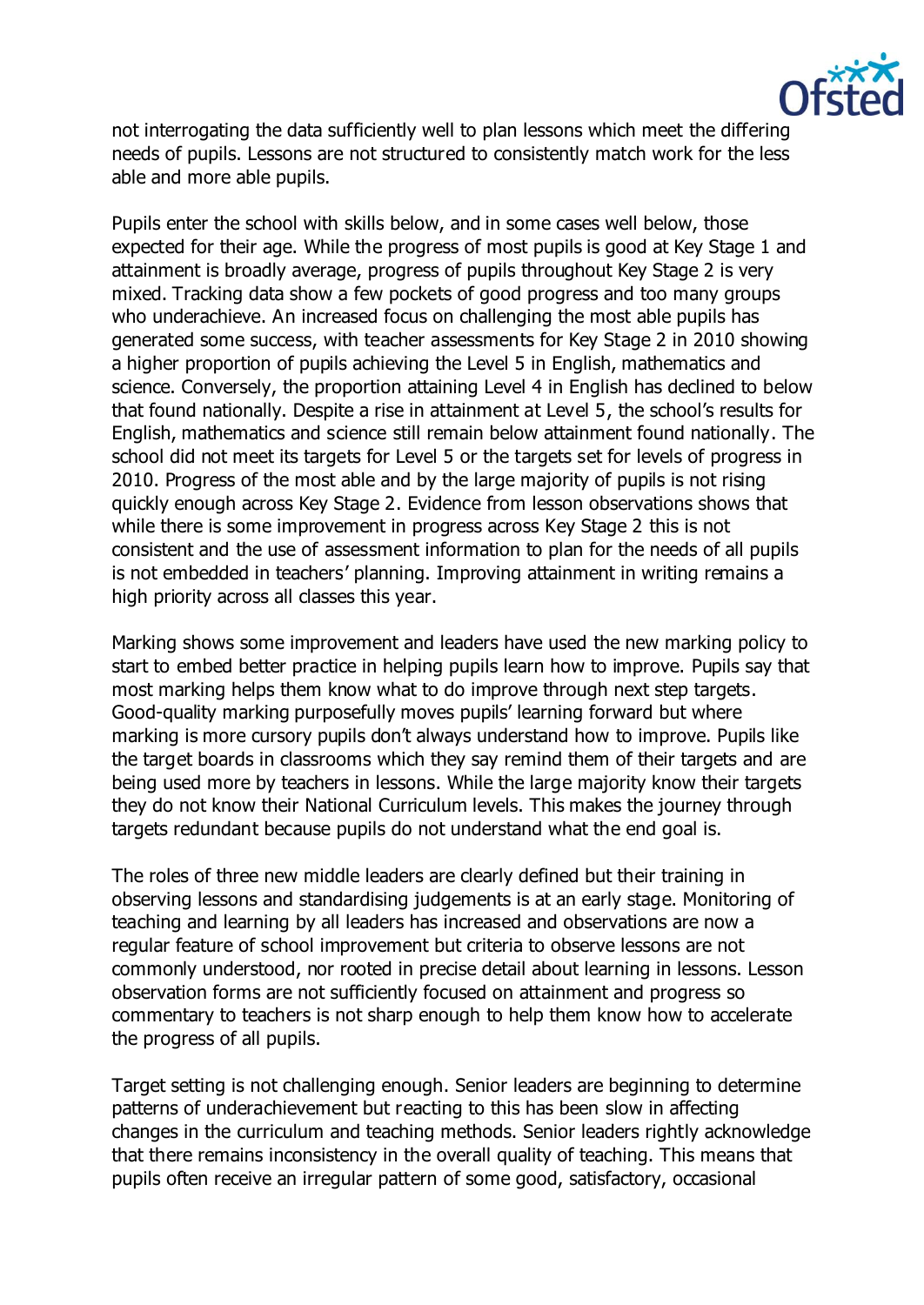not interrogating the data sufficiently well to plan lessons which meet the differing needs of pupils. Lessons are not structured to consistently match work for the less able and more able pupils.

Pupils enter the school with skills below, and in some cases well below, those expected for their age. While the progress of most pupils is good at Key Stage 1 and attainment is broadly average, progress of pupils throughout Key Stage 2 is very mixed. Tracking data show a few pockets of good progress and too many groups who underachieve. An increased focus on challenging the most able pupils has generated some success, with teacher assessments for Key Stage 2 in 2010 showing a higher proportion of pupils achieving the Level 5 in English, mathematics and science. Conversely, the proportion attaining Level 4 in English has declined to below that found nationally. Despite a rise in attainment at Level 5, the school's results for English, mathematics and science still remain below attainment found nationally. The school did not meet its targets for Level 5 or the targets set for levels of progress in 2010. Progress of the most able and by the large majority of pupils is not rising quickly enough across Key Stage 2. Evidence from lesson observations shows that while there is some improvement in progress across Key Stage 2 this is not consistent and the use of assessment information to plan for the needs of all pupils is not embedded in teachers' planning. Improving attainment in writing remains a high priority across all classes this year.

Marking shows some improvement and leaders have used the new marking policy to start to embed better practice in helping pupils learn how to improve. Pupils say that most marking helps them know what to do improve through next step targets. Good-quality marking purposefully moves pupils' learning forward but where marking is more cursory pupils don't always understand how to improve. Pupils like the target boards in classrooms which they say remind them of their targets and are being used more by teachers in lessons. While the large majority know their targets they do not know their National Curriculum levels. This makes the journey through targets redundant because pupils do not understand what the end goal is.

The roles of three new middle leaders are clearly defined but their training in observing lessons and standardising judgements is at an early stage. Monitoring of teaching and learning by all leaders has increased and observations are now a regular feature of school improvement but criteria to observe lessons are not commonly understood, nor rooted in precise detail about learning in lessons. Lesson observation forms are not sufficiently focused on attainment and progress so commentary to teachers is not sharp enough to help them know how to accelerate the progress of all pupils.

Target setting is not challenging enough. Senior leaders are beginning to determine patterns of underachievement but reacting to this has been slow in affecting changes in the curriculum and teaching methods. Senior leaders rightly acknowledge that there remains inconsistency in the overall quality of teaching. This means that pupils often receive an irregular pattern of some good, satisfactory, occasional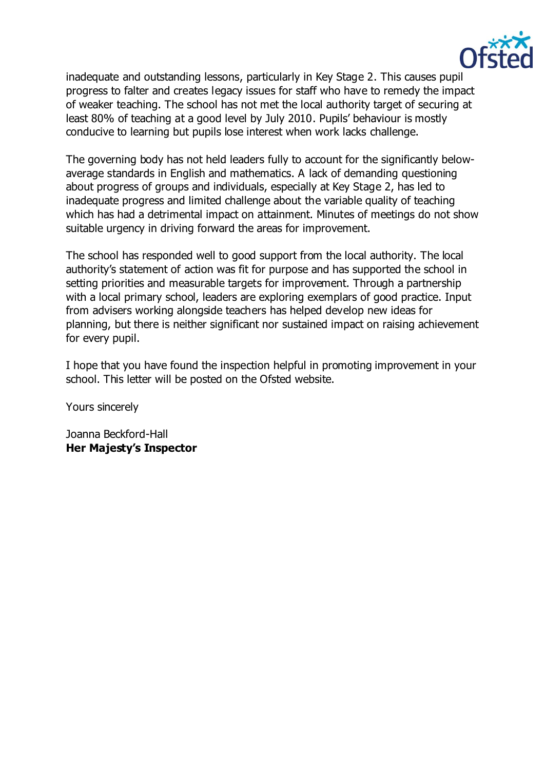inadequate and outstanding lessons, particularly in Key Stage 2. This causes pupil progress to falter and creates legacy issues for staff who have to remedy the impact of weaker teaching. The school has not met the local authority target of securing at least 80% of teaching at a good level by July 2010. Pupils' behaviour is mostly conducive to learning but pupils lose interest when work lacks challenge.

The governing body has not held leaders fully to account for the significantly below-average standards in English and mathematics. A lack of demanding questioning about progress of groups and individuals, especially at Key Stage 2, has led to inadequate progress and limited challenge about the variable quality of teaching which has had a detrimental impact on attainment. Minutes of meetings do not show suitable urgency in driving forward the areas for improvement.

The school has responded well to good support from the local authority. The local authority's statement of action was fit for purpose and has supported the school in setting priorities and measurable targets for improvement. Through a partnership with a local primary school, leaders are exploring exemplars of good practice. Input from advisers working alongside teachers has helped develop new ideas for planning, but there is neither significant nor sustained impact on raising achievement for every pupil.

I hope that you have found the inspection helpful in promoting improvement in your school. This letter will be posted on the Ofsted website.

Yours sincerely

Joanna Beckford-Hall
**Her Majesty's Inspector**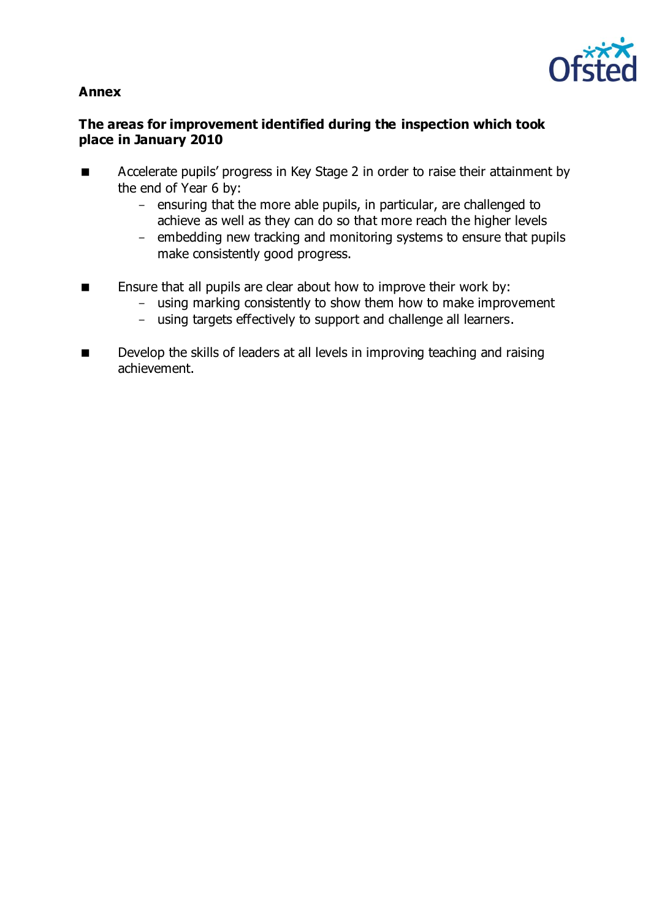**Annex**

**The areas for improvement identified during the inspection which took place in January 2010**

- Accelerate pupils' progress in Key Stage 2 in order to raise their attainment by the end of Year 6 by:
  - ensuring that the more able pupils, in particular, are challenged to achieve as well as they can do so that more reach the higher levels
  - embedding new tracking and monitoring systems to ensure that pupils make consistently good progress.

- Ensure that all pupils are clear about how to improve their work by:
  - using marking consistently to show them how to make improvement
  - using targets effectively to support and challenge all learners.

- Develop the skills of leaders at all levels in improving teaching and raising achievement.